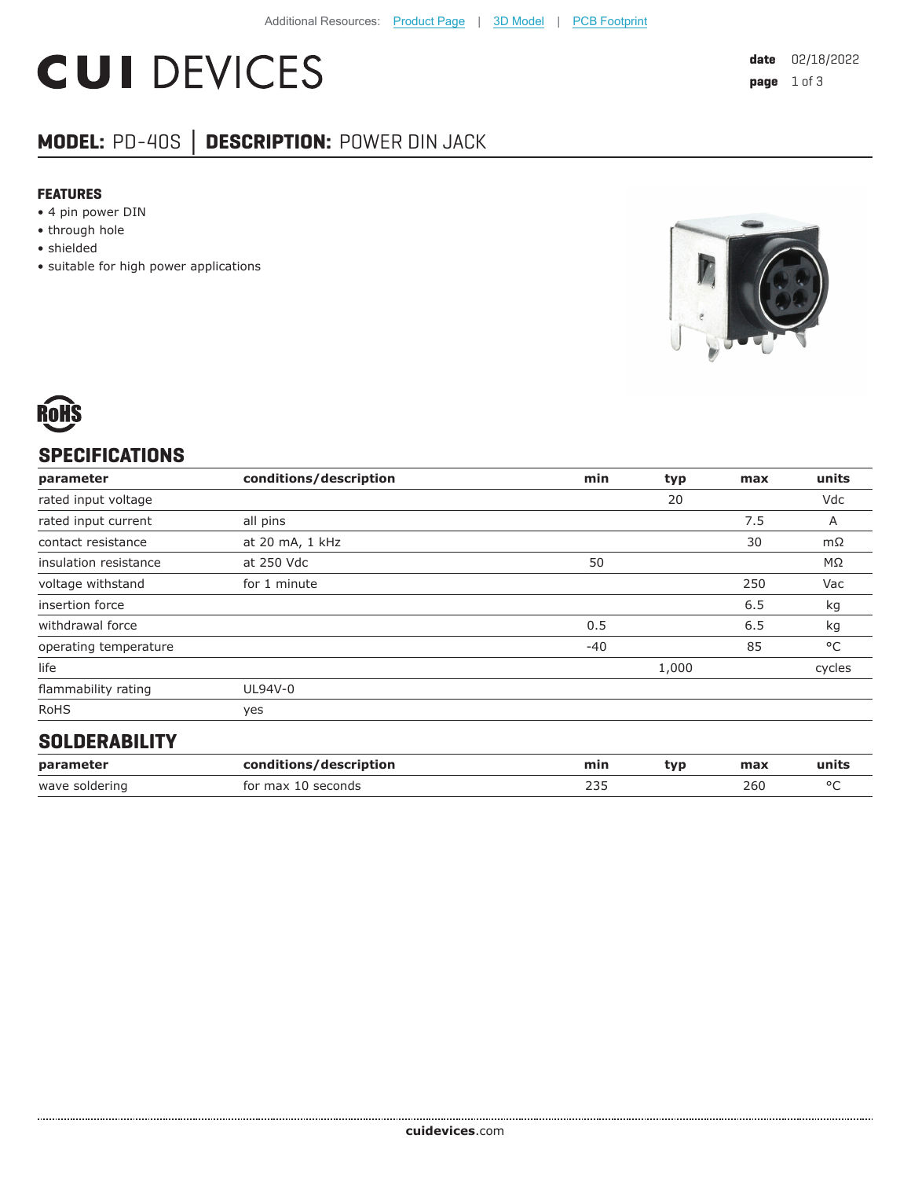Additional Resources: Product Page | 3D Model | PCB Footprint

# CUI DEVICES

date 02/18/2022

## MODEL: PD-40S │ DESCRIPTION: POWER DIN JACK

### FEATURES

- 4 pin power DIN
- through hole
- shielded
- suitable for high power applications

RoHS

## SPECIFICATIONS

| parameter | conditions/description | min | typ | max | units |
|---|---|---|---|---|---|
| rated input voltage | | | 20 | | Vdc |
| rated input current | all pins | | | 7.5 | A |
| contact resistance | at 20 mA, 1 kHz | | | 30 | mΩ |
| insulation resistance | at 250 Vdc | 50 | | | MΩ |
| voltage withstand | for 1 minute | | | 250 | Vac |
| insertion force | | | | 6.5 | kg |
| withdrawal force | | 0.5 | | 6.5 | kg |
| operating temperature | | -40 | | 85 | °C |
| life | | | 1,000 | | cycles |
| flammability rating | UL94V-0 | | | | |
| RoHS | yes | | | | |

## SOLDERABILITY

| parameter | conditions/description | min | typ | max | units |
|---|---|---|---|---|---|
| wave soldering | for max 10 seconds | 235 | | 260 | °C |

**cuidevices**.com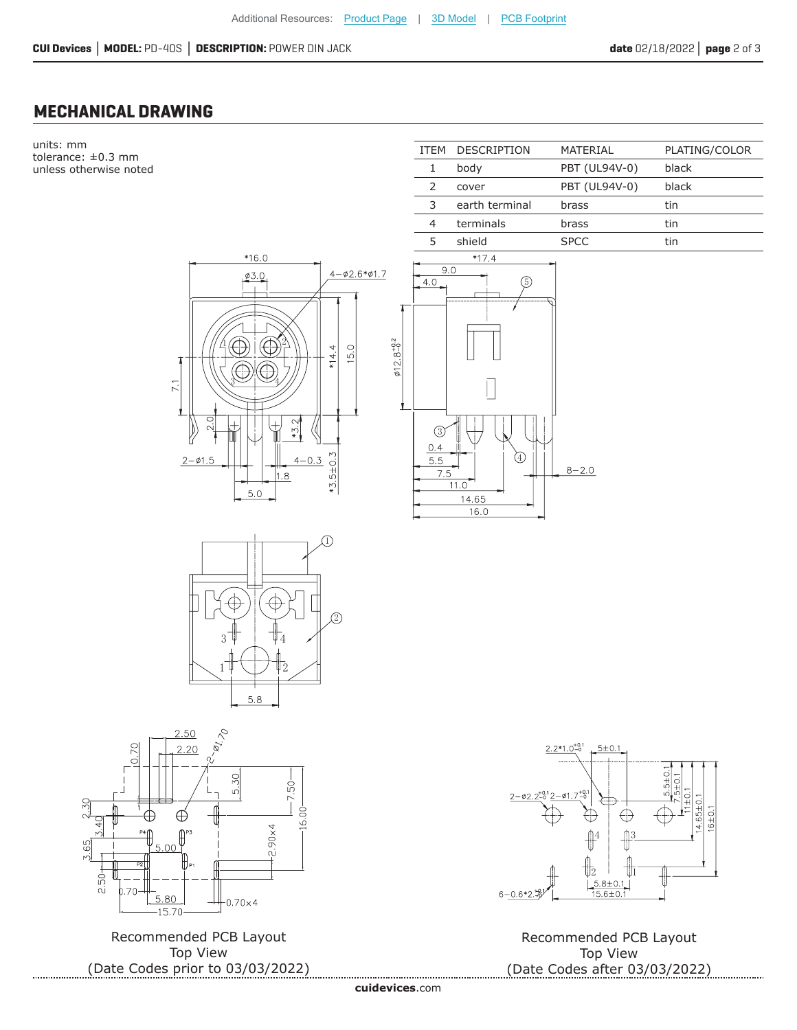## MECHANICAL DRAWING

units: mm
tolerance: ±0.3 mm
unless otherwise noted

| ITEM | DESCRIPTION | MATERIAL | PLATING/COLOR |
|---|---|---|---|
| 1 | body | PBT (UL94V-0) | black |
| 2 | cover | PBT (UL94V-0) | black |
| 3 | earth terminal | brass | tin |
| 4 | terminals | brass | tin |
| 5 | shield | SPCC | tin |

Recommended PCB Layout
Top View
(Date Codes prior to 03/03/2022)

Recommended PCB Layout
Top View
(Date Codes after 03/03/2022)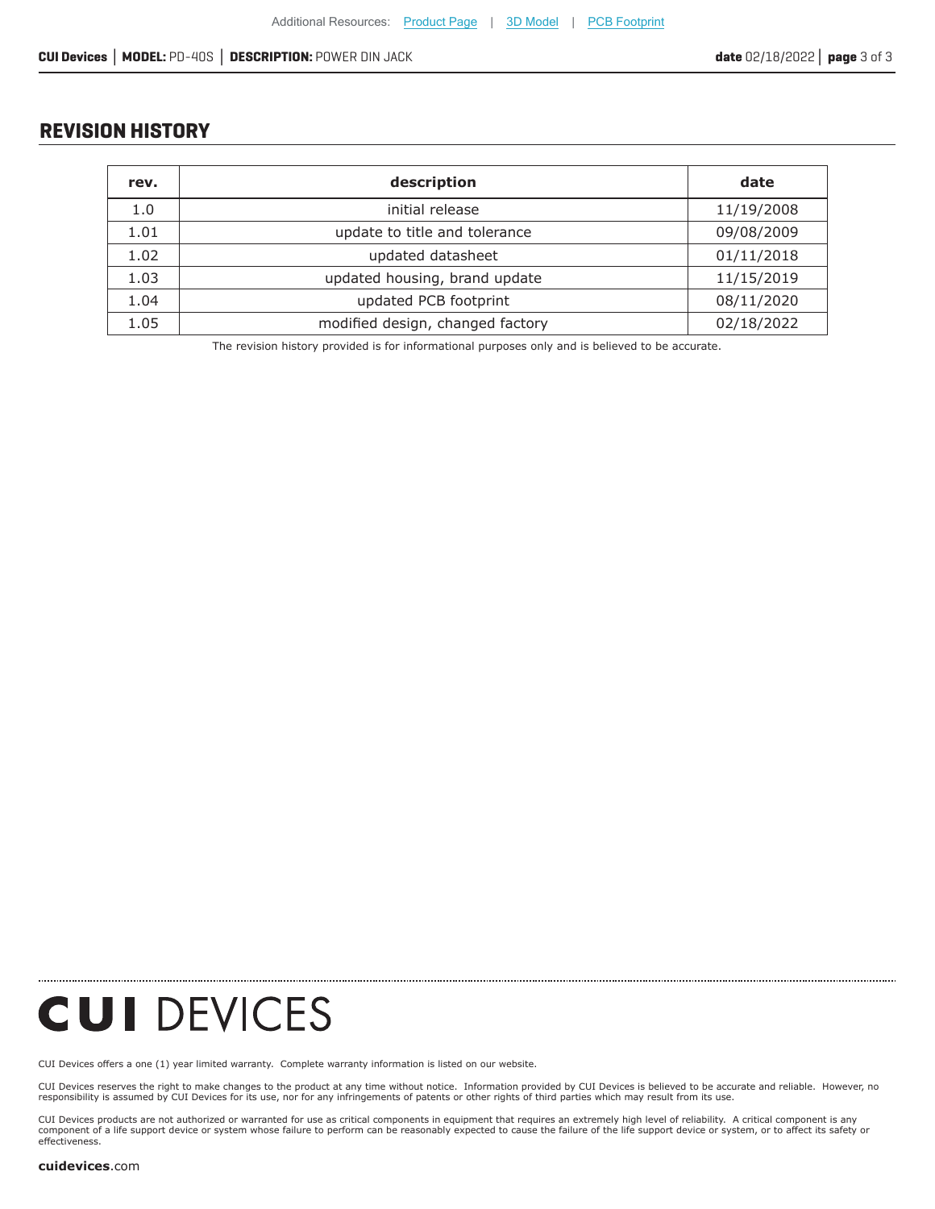## REVISION HISTORY

| rev. | description | date |
|---|---|---|
| 1.0 | initial release | 11/19/2008 |
| 1.01 | update to title and tolerance | 09/08/2009 |
| 1.02 | updated datasheet | 01/11/2018 |
| 1.03 | updated housing, brand update | 11/15/2019 |
| 1.04 | updated PCB footprint | 08/11/2020 |
| 1.05 | modified design, changed factory | 02/18/2022 |

The revision history provided is for informational purposes only and is believed to be accurate.

**CUI** DEVICES

CUI Devices offers a one (1) year limited warranty. Complete warranty information is listed on our website.

CUI Devices reserves the right to make changes to the product at any time without notice. Information provided by CUI Devices is believed to be accurate and reliable. However, no responsibility is assumed by CUI Devices for its use, nor for any infringements of patents or other rights of third parties which may result from its use.

CUI Devices products are not authorized or warranted for use as critical components in equipment that requires an extremely high level of reliability. A critical component is any component of a life support device or system whose failure to perform can be reasonably expected to cause the failure of the life support device or system, or to affect its safety or effectiveness.

**cuidevices**.com